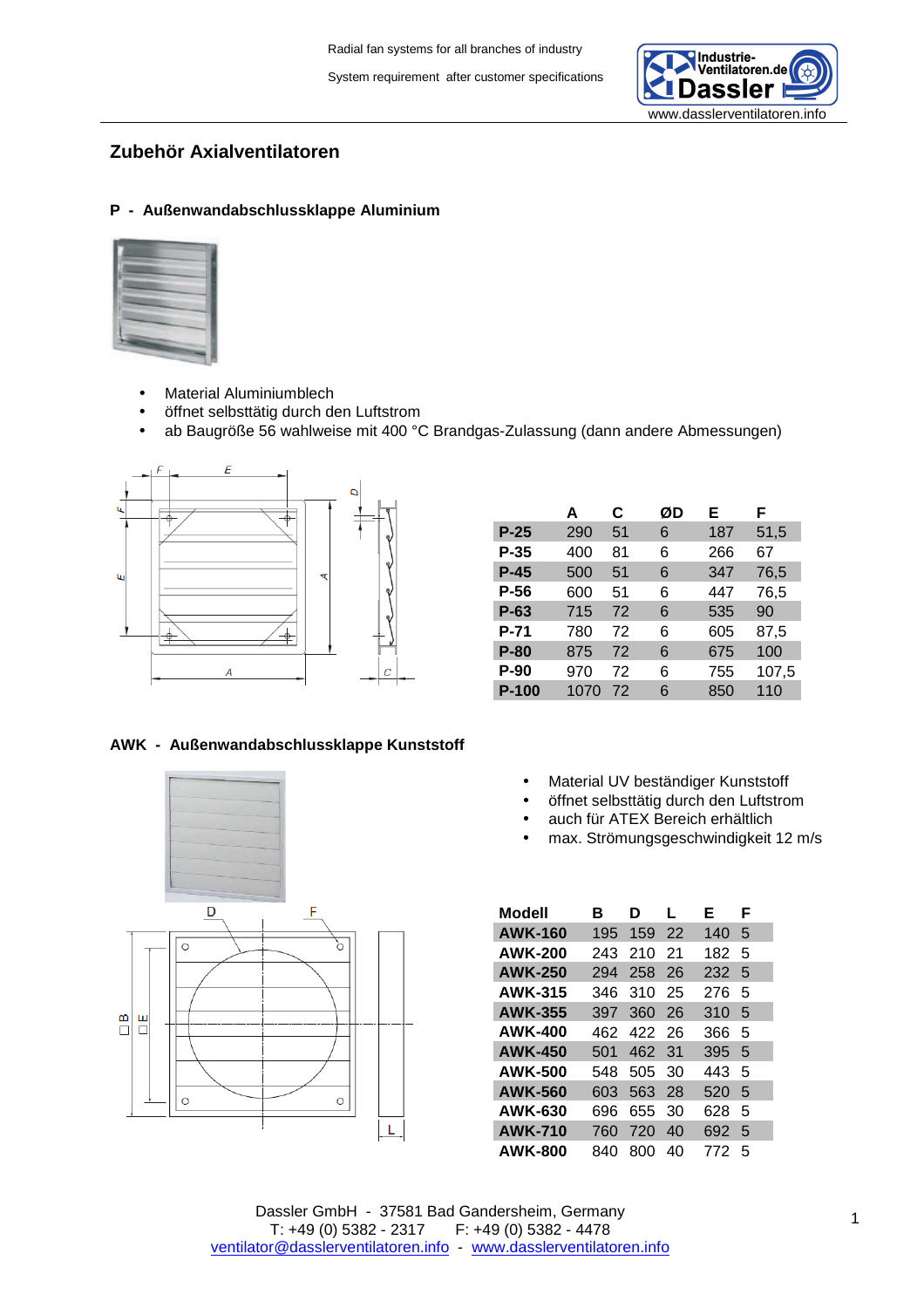## Zubehör Axialventilatoren

### P - Außenwandabschlussklappe Aluminium

- Material Aluminiumblech
- öffnet selbsttätig durch den Luftstrom
- ab Baugröße 56 wahlweise mit 400 °C Brandgas-Zulassung (dann andere Abmessungen)

| | A | C | ØD | E | F |
|---|---|---|---|---|---|
| **P-25** | 290 | 51 | 6 | 187 | 51,5 |
| **P-35** | 400 | 81 | 6 | 266 | 67 |
| **P-45** | 500 | 51 | 6 | 347 | 76,5 |
| **P-56** | 600 | 51 | 6 | 447 | 76,5 |
| **P-63** | 715 | 72 | 6 | 535 | 90 |
| **P-71** | 780 | 72 | 6 | 605 | 87,5 |
| **P-80** | 875 | 72 | 6 | 675 | 100 |
| **P-90** | 970 | 72 | 6 | 755 | 107,5 |
| **P-100** | 1070 | 72 | 6 | 850 | 110 |

### AWK - Außenwandabschlussklappe Kunststoff

- Material UV beständiger Kunststoff
- öffnet selbsttätig durch den Luftstrom
- auch für ATEX Bereich erhältlich
- max. Strömungsgeschwindigkeit 12 m/s

| Modell | B | D | L | E | F |
|---|---|---|---|---|---|
| **AWK-160** | 195 | 159 | 22 | 140 | 5 |
| **AWK-200** | 243 | 210 | 21 | 182 | 5 |
| **AWK-250** | 294 | 258 | 26 | 232 | 5 |
| **AWK-315** | 346 | 310 | 25 | 276 | 5 |
| **AWK-355** | 397 | 360 | 26 | 310 | 5 |
| **AWK-400** | 462 | 422 | 26 | 366 | 5 |
| **AWK-450** | 501 | 462 | 31 | 395 | 5 |
| **AWK-500** | 548 | 505 | 30 | 443 | 5 |
| **AWK-560** | 603 | 563 | 28 | 520 | 5 |
| **AWK-630** | 696 | 655 | 30 | 628 | 5 |
| **AWK-710** | 760 | 720 | 40 | 692 | 5 |
| **AWK-800** | 840 | 800 | 40 | 772 | 5 |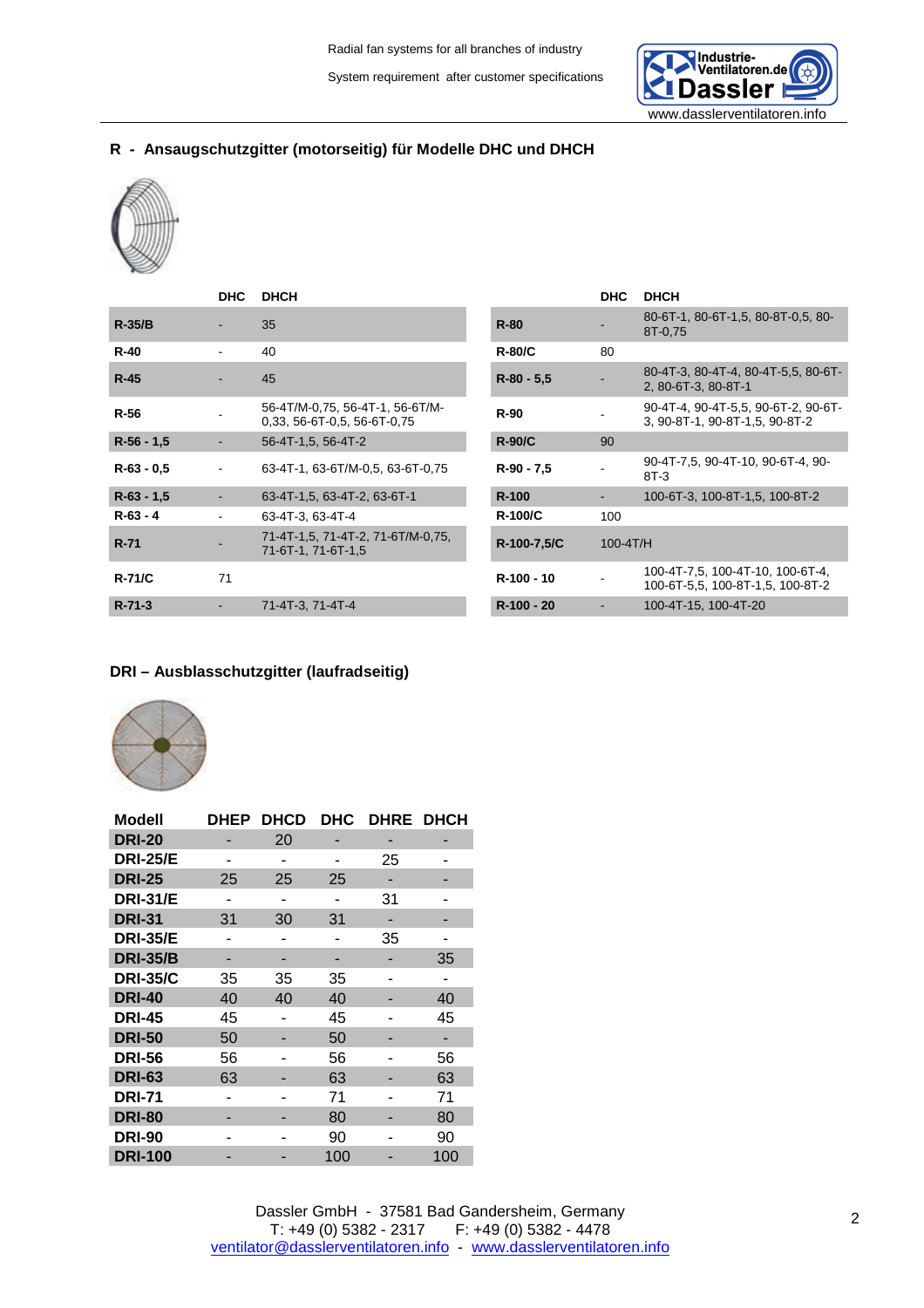## R - Ansaugschutzgitter (motorseitig) für Modelle DHC und DHCH

| | DHC | DHCH |
|---|---|---|
| R-35/B | - | 35 |
| R-40 | - | 40 |
| R-45 | - | 45 |
| R-56 | - | 56-4T/M-0,75, 56-4T-1, 56-6T/M-0,33, 56-6T-0,5, 56-6T-0,75 |
| R-56 - 1,5 | - | 56-4T-1,5, 56-4T-2 |
| R-63 - 0,5 | - | 63-4T-1, 63-6T/M-0,5, 63-6T-0,75 |
| R-63 - 1,5 | - | 63-4T-1,5, 63-4T-2, 63-6T-1 |
| R-63 - 4 | - | 63-4T-3, 63-4T-4 |
| R-71 | - | 71-4T-1,5, 71-4T-2, 71-6T/M-0,75, 71-6T-1, 71-6T-1,5 |
| R-71/C | 71 | |
| R-71-3 | - | 71-4T-3, 71-4T-4 |

| | DHC | DHCH |
|---|---|---|
| R-80 | - | 80-6T-1, 80-6T-1,5, 80-8T-0,5, 80-8T-0,75 |
| R-80/C | 80 | |
| R-80 - 5,5 | - | 80-4T-3, 80-4T-4, 80-4T-5,5, 80-6T-2, 80-6T-3, 80-8T-1 |
| R-90 | - | 90-4T-4, 90-4T-5,5, 90-6T-2, 90-6T-3, 90-8T-1, 90-8T-1,5, 90-8T-2 |
| R-90/C | 90 | |
| R-90 - 7,5 | - | 90-4T-7,5, 90-4T-10, 90-6T-4, 90-8T-3 |
| R-100 | - | 100-6T-3, 100-8T-1,5, 100-8T-2 |
| R-100/C | 100 | |
| R-100-7,5/C | 100-4T/H | |
| R-100 - 10 | - | 100-4T-7,5, 100-4T-10, 100-6T-4, 100-6T-5,5, 100-8T-1,5, 100-8T-2 |
| R-100 - 20 | - | 100-4T-15, 100-4T-20 |

## DRI – Ausblasschutzgitter (laufradseitig)

| Modell | DHEP | DHCD | DHC | DHRE | DHCH |
|---|---|---|---|---|---|
| DRI-20 | - | 20 | - | - | - |
| DRI-25/E | - | - | - | 25 | - |
| DRI-25 | 25 | 25 | 25 | - | - |
| DRI-31/E | - | - | - | 31 | - |
| DRI-31 | 31 | 30 | 31 | - | - |
| DRI-35/E | - | - | - | 35 | - |
| DRI-35/B | - | - | - | - | 35 |
| DRI-35/C | 35 | 35 | 35 | - | - |
| DRI-40 | 40 | 40 | 40 | - | 40 |
| DRI-45 | 45 | - | 45 | - | 45 |
| DRI-50 | 50 | - | 50 | - | - |
| DRI-56 | 56 | - | 56 | - | 56 |
| DRI-63 | 63 | - | 63 | - | 63 |
| DRI-71 | - | - | 71 | - | 71 |
| DRI-80 | - | - | 80 | - | 80 |
| DRI-90 | - | - | 90 | - | 90 |
| DRI-100 | - | - | 100 | - | 100 |

Dassler GmbH - 37581 Bad Gandersheim, Germany
T: +49 (0) 5382 - 2317 F: +49 (0) 5382 - 4478
ventilator@dasslerventilatoren.info - www.dasslerventilatoren.info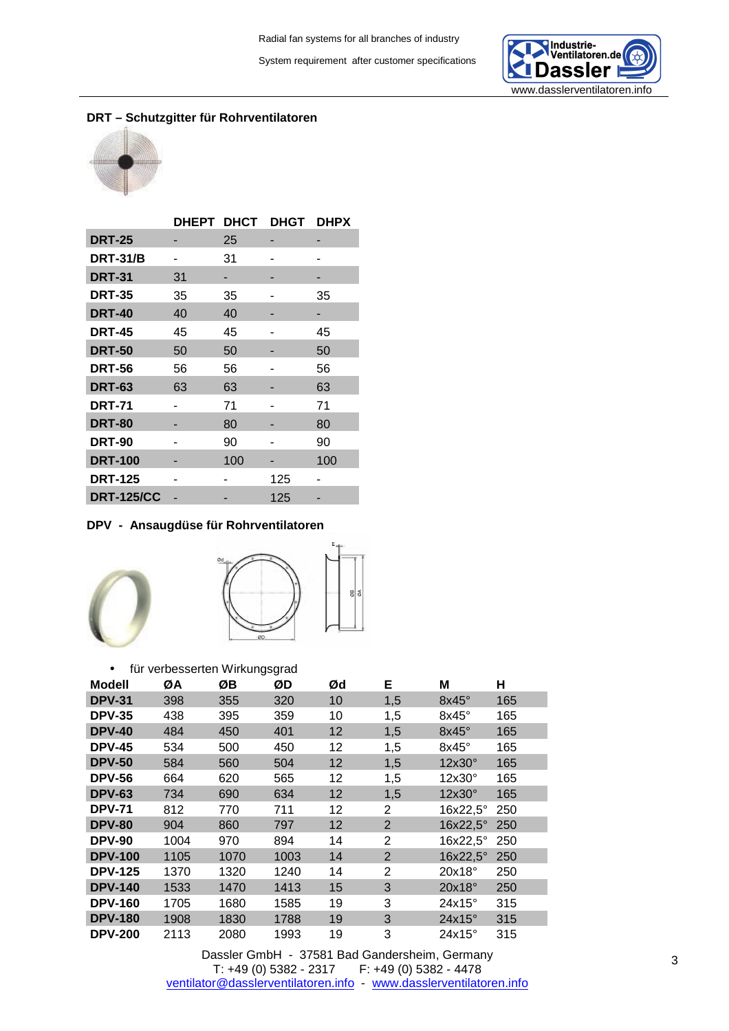## DRT – Schutzgitter für Rohrventilatoren

| | DHEPT | DHCT | DHGT | DHPX |
|---|---|---|---|---|
| **DRT-25** | - | 25 | - | - |
| **DRT-31/B** | - | 31 | - | - |
| **DRT-31** | 31 | - | - | - |
| **DRT-35** | 35 | 35 | - | 35 |
| **DRT-40** | 40 | 40 | - | - |
| **DRT-45** | 45 | 45 | - | 45 |
| **DRT-50** | 50 | 50 | - | 50 |
| **DRT-56** | 56 | 56 | - | 56 |
| **DRT-63** | 63 | 63 | - | 63 |
| **DRT-71** | - | 71 | - | 71 |
| **DRT-80** | - | 80 | - | 80 |
| **DRT-90** | - | 90 | - | 90 |
| **DRT-100** | - | 100 | - | 100 |
| **DRT-125** | - | - | 125 | - |
| **DRT-125/CC** | - | - | 125 | - |

## DPV - Ansaugdüse für Rohrventilatoren

- für verbesserten Wirkungsgrad

| Modell | ØA | ØB | ØD | Ød | E | M | H |
|---|---|---|---|---|---|---|---|
| **DPV-31** | 398 | 355 | 320 | 10 | 1,5 | 8x45° | 165 |
| **DPV-35** | 438 | 395 | 359 | 10 | 1,5 | 8x45° | 165 |
| **DPV-40** | 484 | 450 | 401 | 12 | 1,5 | 8x45° | 165 |
| **DPV-45** | 534 | 500 | 450 | 12 | 1,5 | 8x45° | 165 |
| **DPV-50** | 584 | 560 | 504 | 12 | 1,5 | 12x30° | 165 |
| **DPV-56** | 664 | 620 | 565 | 12 | 1,5 | 12x30° | 165 |
| **DPV-63** | 734 | 690 | 634 | 12 | 1,5 | 12x30° | 165 |
| **DPV-71** | 812 | 770 | 711 | 12 | 2 | 16x22,5° | 250 |
| **DPV-80** | 904 | 860 | 797 | 12 | 2 | 16x22,5° | 250 |
| **DPV-90** | 1004 | 970 | 894 | 14 | 2 | 16x22,5° | 250 |
| **DPV-100** | 1105 | 1070 | 1003 | 14 | 2 | 16x22,5° | 250 |
| **DPV-125** | 1370 | 1320 | 1240 | 14 | 2 | 20x18° | 250 |
| **DPV-140** | 1533 | 1470 | 1413 | 15 | 3 | 20x18° | 250 |
| **DPV-160** | 1705 | 1680 | 1585 | 19 | 3 | 24x15° | 315 |
| **DPV-180** | 1908 | 1830 | 1788 | 19 | 3 | 24x15° | 315 |
| **DPV-200** | 2113 | 2080 | 1993 | 19 | 3 | 24x15° | 315 |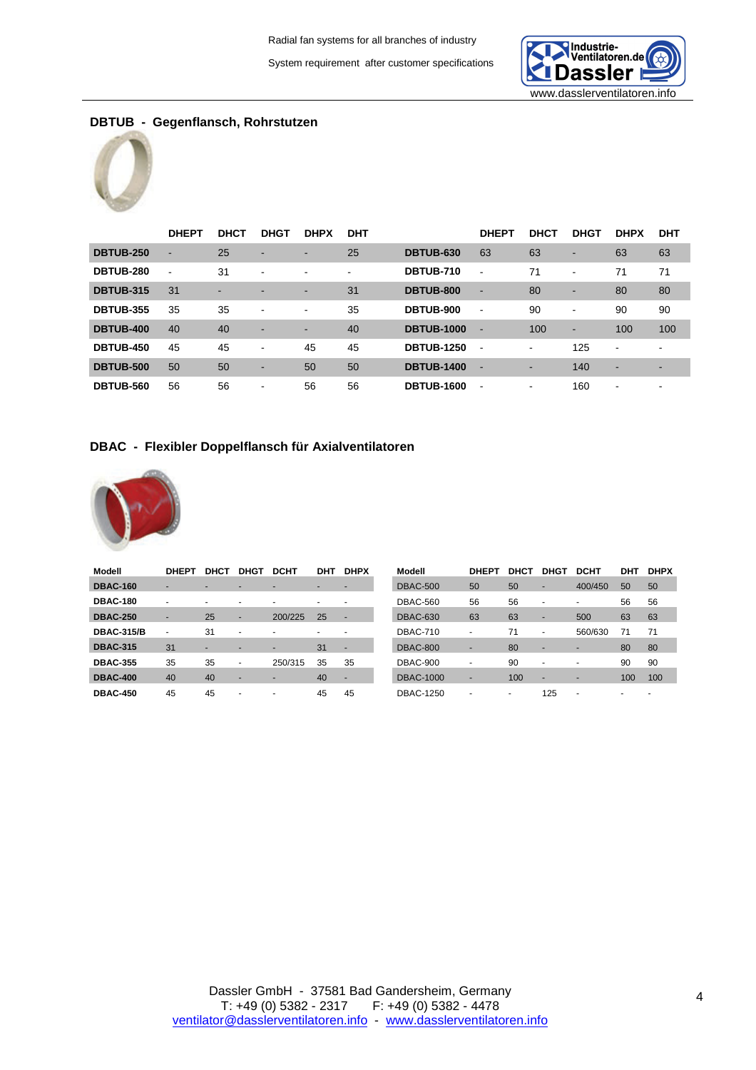## DBTUB - Gegenflansch, Rohrstutzen

| | DHEPT | DHCT | DHGT | DHPX | DHT | | DHEPT | DHCT | DHGT | DHPX | DHT |
|---|---|---|---|---|---|---|---|---|---|---|---|
| **DBTUB-250** | - | 25 | - | - | 25 | **DBTUB-630** | 63 | 63 | - | 63 | 63 |
| **DBTUB-280** | - | 31 | - | - | - | **DBTUB-710** | - | 71 | - | 71 | 71 |
| **DBTUB-315** | 31 | - | - | - | 31 | **DBTUB-800** | - | 80 | - | 80 | 80 |
| **DBTUB-355** | 35 | 35 | - | - | 35 | **DBTUB-900** | - | 90 | - | 90 | 90 |
| **DBTUB-400** | 40 | 40 | - | - | 40 | **DBTUB-1000** | - | 100 | - | 100 | 100 |
| **DBTUB-450** | 45 | 45 | - | 45 | 45 | **DBTUB-1250** | - | - | 125 | - | - |
| **DBTUB-500** | 50 | 50 | - | 50 | 50 | **DBTUB-1400** | - | - | 140 | - | - |
| **DBTUB-560** | 56 | 56 | - | 56 | 56 | **DBTUB-1600** | - | - | 160 | - | - |

## DBAC - Flexibler Doppelflansch für Axialventilatoren

| Modell | DHEPT | DHCT | DHGT | DCHT | DHT | DHPX |
|---|---|---|---|---|---|---|
| **DBAC-160** | - | - | - | - | - | - |
| **DBAC-180** | - | - | - | - | - | - |
| **DBAC-250** | - | 25 | - | 200/225 | 25 | - |
| **DBAC-315/B** | - | 31 | - | - | - | - |
| **DBAC-315** | 31 | - | - | - | 31 | - |
| **DBAC-355** | 35 | 35 | - | 250/315 | 35 | 35 |
| **DBAC-400** | 40 | 40 | - | - | 40 | - |
| **DBAC-450** | 45 | 45 | - | - | 45 | 45 |

| Modell | DHEPT | DHCT | DHGT | DCHT | DHT | DHPX |
|---|---|---|---|---|---|---|
| DBAC-500 | 50 | 50 | - | 400/450 | 50 | 50 |
| DBAC-560 | 56 | 56 | - | - | 56 | 56 |
| DBAC-630 | 63 | 63 | - | 500 | 63 | 63 |
| DBAC-710 | - | 71 | - | 560/630 | 71 | 71 |
| DBAC-800 | - | 80 | - | - | 80 | 80 |
| DBAC-900 | - | 90 | - | - | 90 | 90 |
| DBAC-1000 | - | 100 | - | - | 100 | 100 |
| DBAC-1250 | - | - | 125 | - | - | - |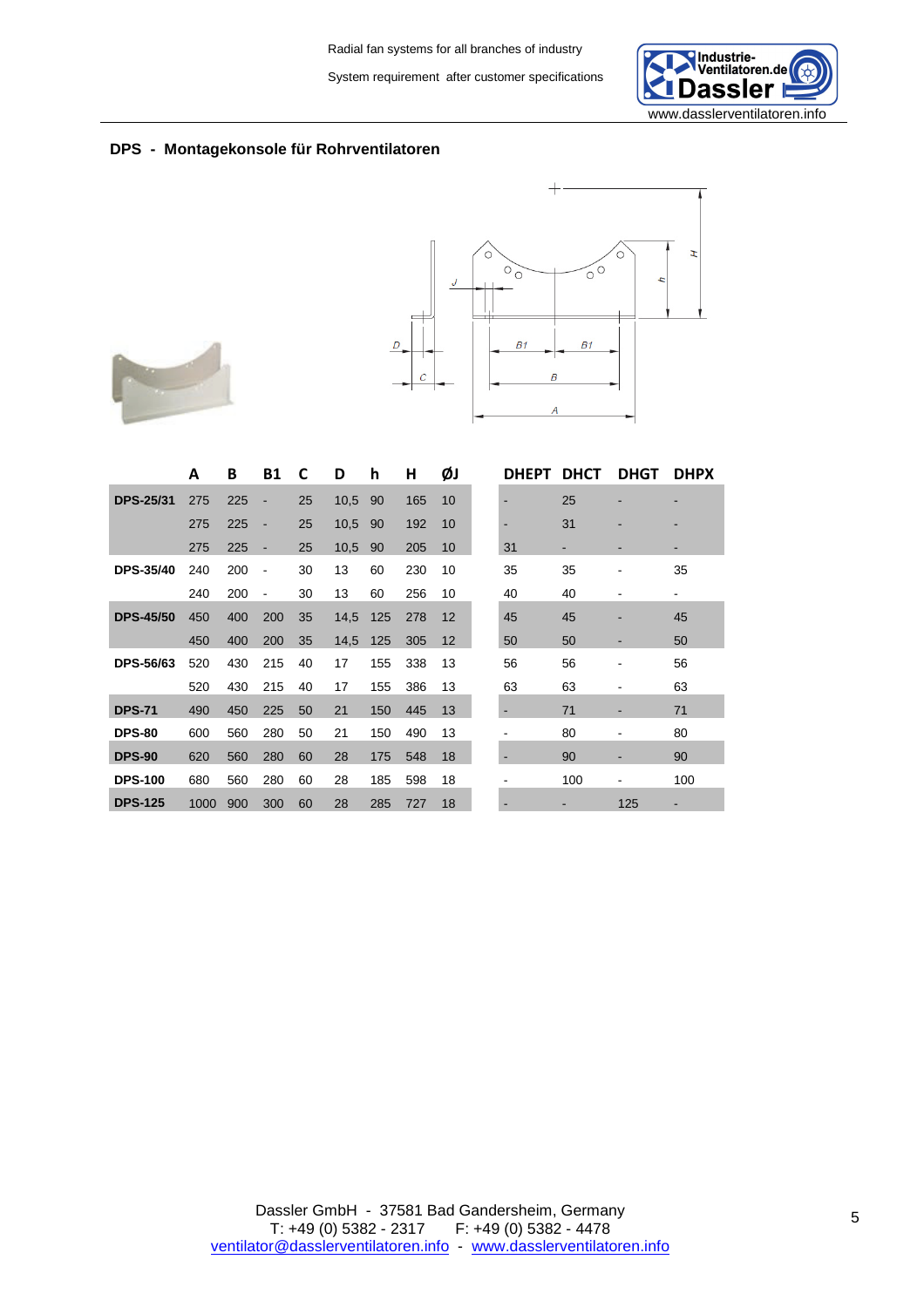## DPS - Montagekonsole für Rohrventilatoren

D
C
J
B1
B1
B
A
h
H

| | A | B | B1 | C | D | h | H | ØJ | DHEPT | DHCT | DHGT | DHPX |
|---|---|---|---|---|---|---|---|---|---|---|---|---|
| **DPS-25/31** | 275 | 225 | - | 25 | 10,5 | 90 | 165 | 10 | - | 25 | - | - |
| | 275 | 225 | - | 25 | 10,5 | 90 | 192 | 10 | - | 31 | - | - |
| | 275 | 225 | - | 25 | 10,5 | 90 | 205 | 10 | 31 | - | - | - |
| **DPS-35/40** | 240 | 200 | - | 30 | 13 | 60 | 230 | 10 | 35 | 35 | - | 35 |
| | 240 | 200 | - | 30 | 13 | 60 | 256 | 10 | 40 | 40 | - | - |
| **DPS-45/50** | 450 | 400 | 200 | 35 | 14,5 | 125 | 278 | 12 | 45 | 45 | - | 45 |
| | 450 | 400 | 200 | 35 | 14,5 | 125 | 305 | 12 | 50 | 50 | - | 50 |
| **DPS-56/63** | 520 | 430 | 215 | 40 | 17 | 155 | 338 | 13 | 56 | 56 | - | 56 |
| | 520 | 430 | 215 | 40 | 17 | 155 | 386 | 13 | 63 | 63 | - | 63 |
| **DPS-71** | 490 | 450 | 225 | 50 | 21 | 150 | 445 | 13 | - | 71 | - | 71 |
| **DPS-80** | 600 | 560 | 280 | 50 | 21 | 150 | 490 | 13 | - | 80 | - | 80 |
| **DPS-90** | 620 | 560 | 280 | 60 | 28 | 175 | 548 | 18 | - | 90 | - | 90 |
| **DPS-100** | 680 | 560 | 280 | 60 | 28 | 185 | 598 | 18 | - | 100 | - | 100 |
| **DPS-125** | 1000 | 900 | 300 | 60 | 28 | 285 | 727 | 18 | - | - | 125 | - |